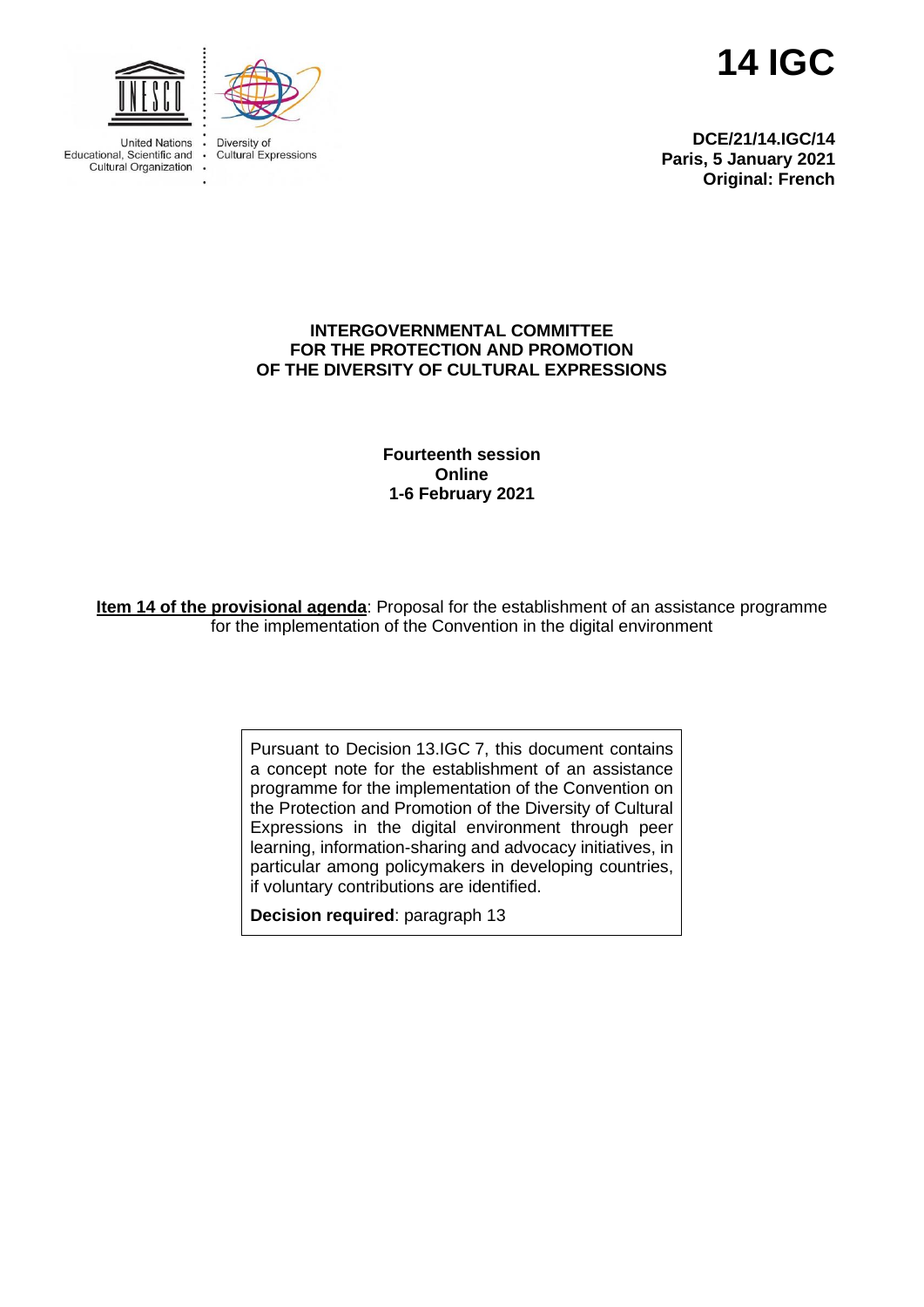United Nations Educational, Scientific and Cultural Organization

Diversity of Cultural Expressions

# 14 IGC

**DCE/21/14.IGC/14**
**Paris, 5 January 2021**
**Original: French**

**INTERGOVERNMENTAL COMMITTEE FOR THE PROTECTION AND PROMOTION OF THE DIVERSITY OF CULTURAL EXPRESSIONS**

**Fourteenth session**
**Online**
**1-6 February 2021**

**Item 14 of the provisional agenda**: Proposal for the establishment of an assistance programme for the implementation of the Convention in the digital environment

Pursuant to Decision 13.IGC 7, this document contains a concept note for the establishment of an assistance programme for the implementation of the Convention on the Protection and Promotion of the Diversity of Cultural Expressions in the digital environment through peer learning, information-sharing and advocacy initiatives, in particular among policymakers in developing countries, if voluntary contributions are identified.

**Decision required**: paragraph 13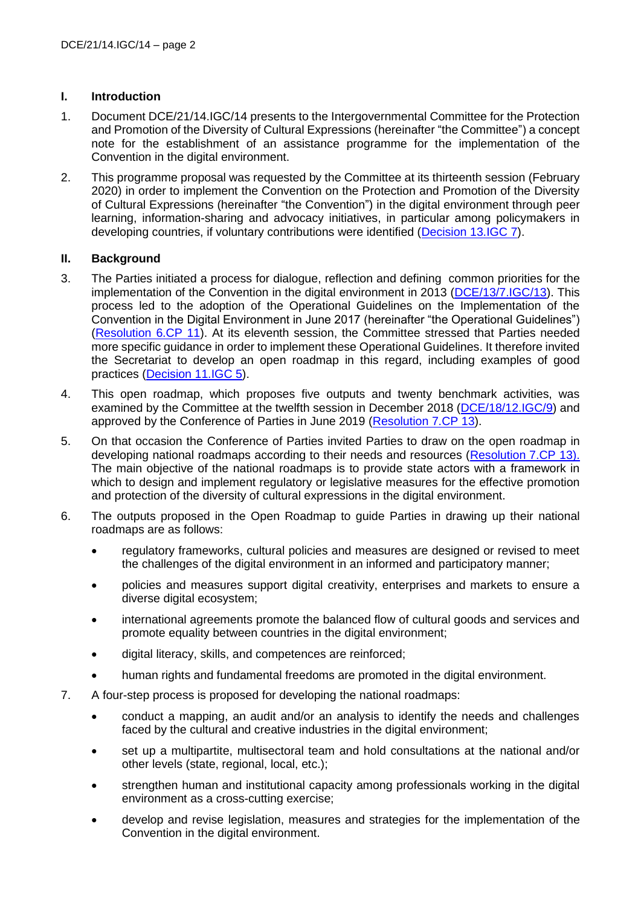## I. Introduction

1. Document DCE/21/14.IGC/14 presents to the Intergovernmental Committee for the Protection and Promotion of the Diversity of Cultural Expressions (hereinafter "the Committee") a concept note for the establishment of an assistance programme for the implementation of the Convention in the digital environment.

2. This programme proposal was requested by the Committee at its thirteenth session (February 2020) in order to implement the Convention on the Protection and Promotion of the Diversity of Cultural Expressions (hereinafter "the Convention") in the digital environment through peer learning, information-sharing and advocacy initiatives, in particular among policymakers in developing countries, if voluntary contributions were identified (Decision 13.IGC 7).

## II. Background

3. The Parties initiated a process for dialogue, reflection and defining common priorities for the implementation of the Convention in the digital environment in 2013 (DCE/13/7.IGC/13). This process led to the adoption of the Operational Guidelines on the Implementation of the Convention in the Digital Environment in June 2017 (hereinafter "the Operational Guidelines") (Resolution 6.CP 11). At its eleventh session, the Committee stressed that Parties needed more specific guidance in order to implement these Operational Guidelines. It therefore invited the Secretariat to develop an open roadmap in this regard, including examples of good practices (Decision 11.IGC 5).

4. This open roadmap, which proposes five outputs and twenty benchmark activities, was examined by the Committee at the twelfth session in December 2018 (DCE/18/12.IGC/9) and approved by the Conference of Parties in June 2019 (Resolution 7.CP 13).

5. On that occasion the Conference of Parties invited Parties to draw on the open roadmap in developing national roadmaps according to their needs and resources (Resolution 7.CP 13). The main objective of the national roadmaps is to provide state actors with a framework in which to design and implement regulatory or legislative measures for the effective promotion and protection of the diversity of cultural expressions in the digital environment.

6. The outputs proposed in the Open Roadmap to guide Parties in drawing up their national roadmaps are as follows:

   - regulatory frameworks, cultural policies and measures are designed or revised to meet the challenges of the digital environment in an informed and participatory manner;
   - policies and measures support digital creativity, enterprises and markets to ensure a diverse digital ecosystem;
   - international agreements promote the balanced flow of cultural goods and services and promote equality between countries in the digital environment;
   - digital literacy, skills, and competences are reinforced;
   - human rights and fundamental freedoms are promoted in the digital environment.

7. A four-step process is proposed for developing the national roadmaps:

   - conduct a mapping, an audit and/or an analysis to identify the needs and challenges faced by the cultural and creative industries in the digital environment;
   - set up a multipartite, multisectoral team and hold consultations at the national and/or other levels (state, regional, local, etc.);
   - strengthen human and institutional capacity among professionals working in the digital environment as a cross-cutting exercise;
   - develop and revise legislation, measures and strategies for the implementation of the Convention in the digital environment.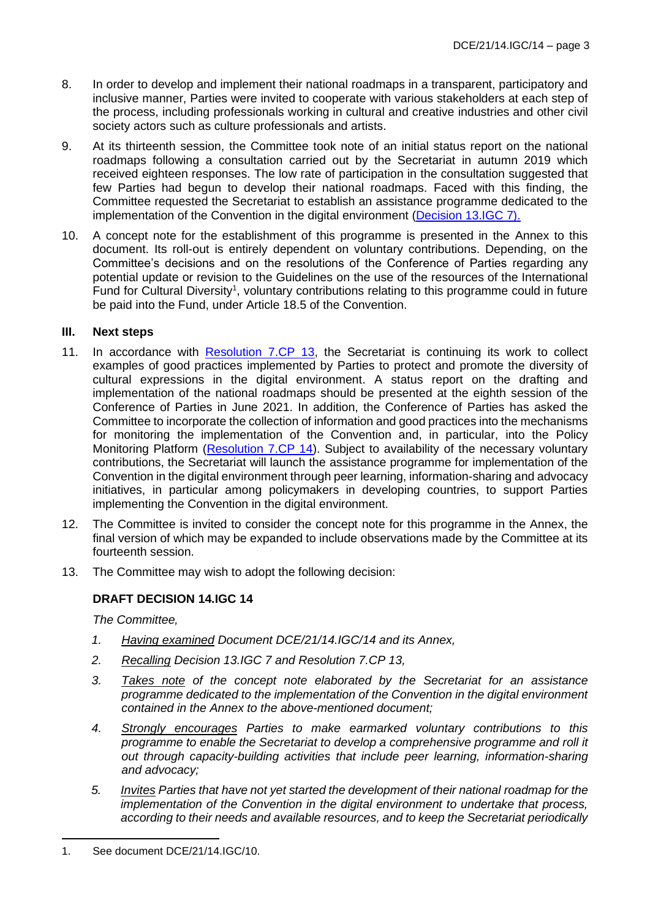8. In order to develop and implement their national roadmaps in a transparent, participatory and inclusive manner, Parties were invited to cooperate with various stakeholders at each step of the process, including professionals working in cultural and creative industries and other civil society actors such as culture professionals and artists.

9. At its thirteenth session, the Committee took note of an initial status report on the national roadmaps following a consultation carried out by the Secretariat in autumn 2019 which received eighteen responses. The low rate of participation in the consultation suggested that few Parties had begun to develop their national roadmaps. Faced with this finding, the Committee requested the Secretariat to establish an assistance programme dedicated to the implementation of the Convention in the digital environment (Decision 13.IGC 7).

10. A concept note for the establishment of this programme is presented in the Annex to this document. Its roll-out is entirely dependent on voluntary contributions. Depending, on the Committee's decisions and on the resolutions of the Conference of Parties regarding any potential update or revision to the Guidelines on the use of the resources of the International Fund for Cultural Diversity[1], voluntary contributions relating to this programme could in future be paid into the Fund, under Article 18.5 of the Convention.

## III. Next steps

11. In accordance with Resolution 7.CP 13, the Secretariat is continuing its work to collect examples of good practices implemented by Parties to protect and promote the diversity of cultural expressions in the digital environment. A status report on the drafting and implementation of the national roadmaps should be presented at the eighth session of the Conference of Parties in June 2021. In addition, the Conference of Parties has asked the Committee to incorporate the collection of information and good practices into the mechanisms for monitoring the implementation of the Convention and, in particular, into the Policy Monitoring Platform (Resolution 7.CP 14). Subject to availability of the necessary voluntary contributions, the Secretariat will launch the assistance programme for implementation of the Convention in the digital environment through peer learning, information-sharing and advocacy initiatives, in particular among policymakers in developing countries, to support Parties implementing the Convention in the digital environment.

12. The Committee is invited to consider the concept note for this programme in the Annex, the final version of which may be expanded to include observations made by the Committee at its fourteenth session.

13. The Committee may wish to adopt the following decision:

### DRAFT DECISION 14.IGC 14

*The Committee,*

1. *Having examined Document DCE/21/14.IGC/14 and its Annex,*
2. *Recalling Decision 13.IGC 7 and Resolution 7.CP 13,*
3. *Takes note of the concept note elaborated by the Secretariat for an assistance programme dedicated to the implementation of the Convention in the digital environment contained in the Annex to the above-mentioned document;*
4. *Strongly encourages Parties to make earmarked voluntary contributions to this programme to enable the Secretariat to develop a comprehensive programme and roll it out through capacity-building activities that include peer learning, information-sharing and advocacy;*
5. *Invites Parties that have not yet started the development of their national roadmap for the implementation of the Convention in the digital environment to undertake that process, according to their needs and available resources, and to keep the Secretariat periodically*

---

1. See document DCE/21/14.IGC/10.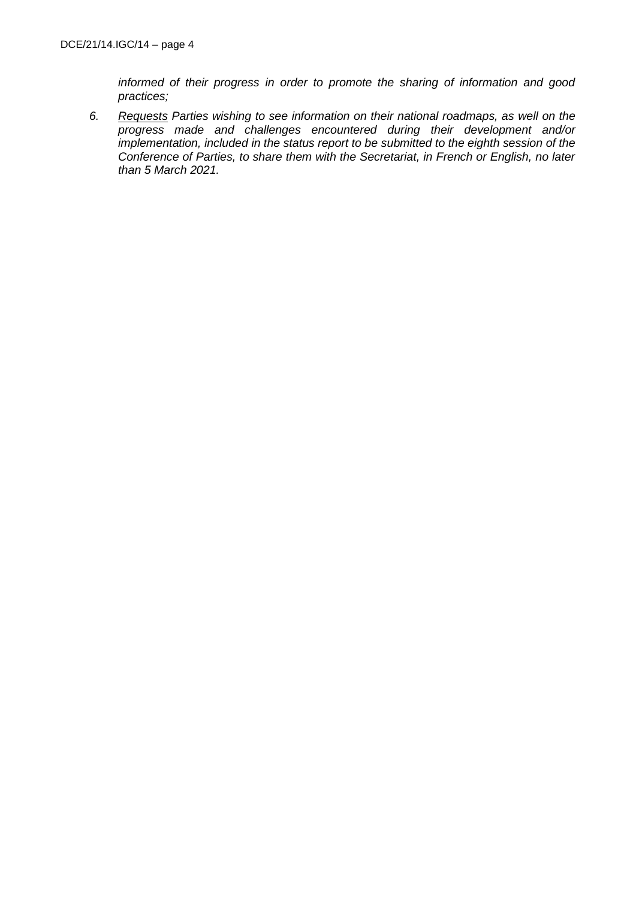*informed of their progress in order to promote the sharing of information and good practices;*

6. *Requests Parties wishing to see information on their national roadmaps, as well on the progress made and challenges encountered during their development and/or implementation, included in the status report to be submitted to the eighth session of the Conference of Parties, to share them with the Secretariat, in French or English, no later than 5 March 2021.*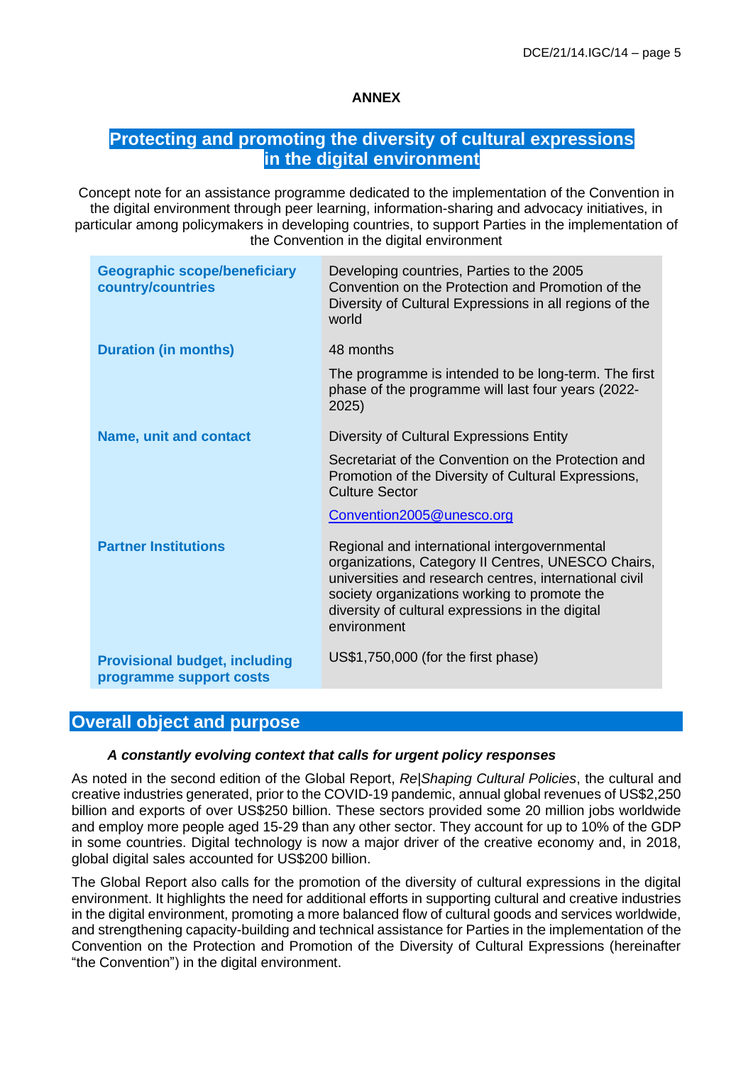**ANNEX**

# Protecting and promoting the diversity of cultural expressions in the digital environment

Concept note for an assistance programme dedicated to the implementation of the Convention in the digital environment through peer learning, information-sharing and advocacy initiatives, in particular among policymakers in developing countries, to support Parties in the implementation of the Convention in the digital environment

| | |
|---|---|
| **Geographic scope/beneficiary country/countries** | Developing countries, Parties to the 2005 Convention on the Protection and Promotion of the Diversity of Cultural Expressions in all regions of the world |
| **Duration (in months)** | 48 months<br><br>The programme is intended to be long-term. The first phase of the programme will last four years (2022-2025) |
| **Name, unit and contact** | Diversity of Cultural Expressions Entity<br><br>Secretariat of the Convention on the Protection and Promotion of the Diversity of Cultural Expressions, Culture Sector<br><br>Convention2005@unesco.org |
| **Partner Institutions** | Regional and international intergovernmental organizations, Category II Centres, UNESCO Chairs, universities and research centres, international civil society organizations working to promote the diversity of cultural expressions in the digital environment |
| **Provisional budget, including programme support costs** | US$1,750,000 (for the first phase) |

## Overall object and purpose

***A constantly evolving context that calls for urgent policy responses***

As noted in the second edition of the Global Report, *Re|Shaping Cultural Policies*, the cultural and creative industries generated, prior to the COVID-19 pandemic, annual global revenues of US$2,250 billion and exports of over US$250 billion. These sectors provided some 20 million jobs worldwide and employ more people aged 15-29 than any other sector. They account for up to 10% of the GDP in some countries. Digital technology is now a major driver of the creative economy and, in 2018, global digital sales accounted for US$200 billion.

The Global Report also calls for the promotion of the diversity of cultural expressions in the digital environment. It highlights the need for additional efforts in supporting cultural and creative industries in the digital environment, promoting a more balanced flow of cultural goods and services worldwide, and strengthening capacity-building and technical assistance for Parties in the implementation of the Convention on the Protection and Promotion of the Diversity of Cultural Expressions (hereinafter "the Convention") in the digital environment.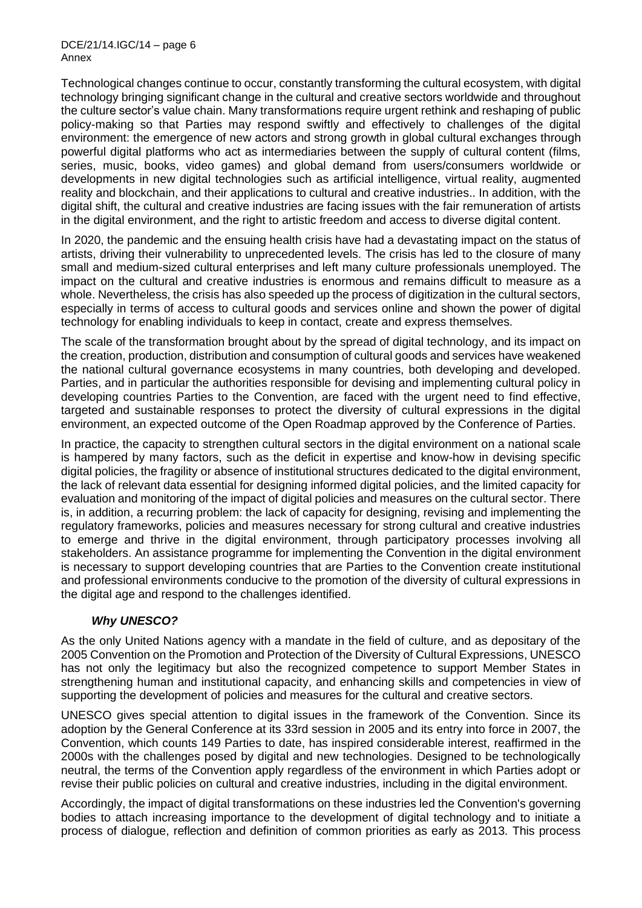Technological changes continue to occur, constantly transforming the cultural ecosystem, with digital technology bringing significant change in the cultural and creative sectors worldwide and throughout the culture sector's value chain. Many transformations require urgent rethink and reshaping of public policy-making so that Parties may respond swiftly and effectively to challenges of the digital environment: the emergence of new actors and strong growth in global cultural exchanges through powerful digital platforms who act as intermediaries between the supply of cultural content (films, series, music, books, video games) and global demand from users/consumers worldwide or developments in new digital technologies such as artificial intelligence, virtual reality, augmented reality and blockchain, and their applications to cultural and creative industries.. In addition, with the digital shift, the cultural and creative industries are facing issues with the fair remuneration of artists in the digital environment, and the right to artistic freedom and access to diverse digital content.

In 2020, the pandemic and the ensuing health crisis have had a devastating impact on the status of artists, driving their vulnerability to unprecedented levels. The crisis has led to the closure of many small and medium-sized cultural enterprises and left many culture professionals unemployed. The impact on the cultural and creative industries is enormous and remains difficult to measure as a whole. Nevertheless, the crisis has also speeded up the process of digitization in the cultural sectors, especially in terms of access to cultural goods and services online and shown the power of digital technology for enabling individuals to keep in contact, create and express themselves.

The scale of the transformation brought about by the spread of digital technology, and its impact on the creation, production, distribution and consumption of cultural goods and services have weakened the national cultural governance ecosystems in many countries, both developing and developed. Parties, and in particular the authorities responsible for devising and implementing cultural policy in developing countries Parties to the Convention, are faced with the urgent need to find effective, targeted and sustainable responses to protect the diversity of cultural expressions in the digital environment, an expected outcome of the Open Roadmap approved by the Conference of Parties.

In practice, the capacity to strengthen cultural sectors in the digital environment on a national scale is hampered by many factors, such as the deficit in expertise and know-how in devising specific digital policies, the fragility or absence of institutional structures dedicated to the digital environment, the lack of relevant data essential for designing informed digital policies, and the limited capacity for evaluation and monitoring of the impact of digital policies and measures on the cultural sector. There is, in addition, a recurring problem: the lack of capacity for designing, revising and implementing the regulatory frameworks, policies and measures necessary for strong cultural and creative industries to emerge and thrive in the digital environment, through participatory processes involving all stakeholders. An assistance programme for implementing the Convention in the digital environment is necessary to support developing countries that are Parties to the Convention create institutional and professional environments conducive to the promotion of the diversity of cultural expressions in the digital age and respond to the challenges identified.

***Why UNESCO?***

As the only United Nations agency with a mandate in the field of culture, and as depositary of the 2005 Convention on the Promotion and Protection of the Diversity of Cultural Expressions, UNESCO has not only the legitimacy but also the recognized competence to support Member States in strengthening human and institutional capacity, and enhancing skills and competencies in view of supporting the development of policies and measures for the cultural and creative sectors.

UNESCO gives special attention to digital issues in the framework of the Convention. Since its adoption by the General Conference at its 33rd session in 2005 and its entry into force in 2007, the Convention, which counts 149 Parties to date, has inspired considerable interest, reaffirmed in the 2000s with the challenges posed by digital and new technologies. Designed to be technologically neutral, the terms of the Convention apply regardless of the environment in which Parties adopt or revise their public policies on cultural and creative industries, including in the digital environment.

Accordingly, the impact of digital transformations on these industries led the Convention's governing bodies to attach increasing importance to the development of digital technology and to initiate a process of dialogue, reflection and definition of common priorities as early as 2013. This process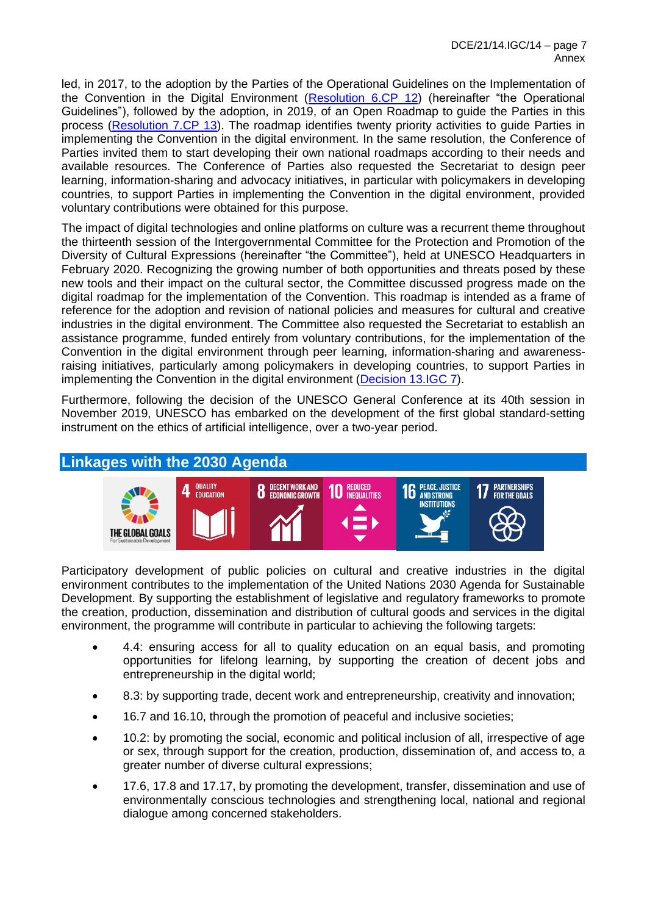led, in 2017, to the adoption by the Parties of the Operational Guidelines on the Implementation of the Convention in the Digital Environment (Resolution 6.CP 12) (hereinafter "the Operational Guidelines"), followed by the adoption, in 2019, of an Open Roadmap to guide the Parties in this process (Resolution 7.CP 13). The roadmap identifies twenty priority activities to guide Parties in implementing the Convention in the digital environment. In the same resolution, the Conference of Parties invited them to start developing their own national roadmaps according to their needs and available resources. The Conference of Parties also requested the Secretariat to design peer learning, information-sharing and advocacy initiatives, in particular with policymakers in developing countries, to support Parties in implementing the Convention in the digital environment, provided voluntary contributions were obtained for this purpose.

The impact of digital technologies and online platforms on culture was a recurrent theme throughout the thirteenth session of the Intergovernmental Committee for the Protection and Promotion of the Diversity of Cultural Expressions (hereinafter "the Committee"), held at UNESCO Headquarters in February 2020. Recognizing the growing number of both opportunities and threats posed by these new tools and their impact on the cultural sector, the Committee discussed progress made on the digital roadmap for the implementation of the Convention. This roadmap is intended as a frame of reference for the adoption and revision of national policies and measures for cultural and creative industries in the digital environment. The Committee also requested the Secretariat to establish an assistance programme, funded entirely from voluntary contributions, for the implementation of the Convention in the digital environment through peer learning, information-sharing and awareness-raising initiatives, particularly among policymakers in developing countries, to support Parties in implementing the Convention in the digital environment (Decision 13.IGC 7).

Furthermore, following the decision of the UNESCO General Conference at its 40th session in November 2019, UNESCO has embarked on the development of the first global standard-setting instrument on the ethics of artificial intelligence, over a two-year period.

## Linkages with the 2030 Agenda

THE GLOBAL GOALS For Sustainable Development | 4 QUALITY EDUCATION | 8 DECENT WORK AND ECONOMIC GROWTH | 10 REDUCED INEQUALITIES | 16 PEACE, JUSTICE AND STRONG INSTITUTIONS | 17 PARTNERSHIPS FOR THE GOALS

Participatory development of public policies on cultural and creative industries in the digital environment contributes to the implementation of the United Nations 2030 Agenda for Sustainable Development. By supporting the establishment of legislative and regulatory frameworks to promote the creation, production, dissemination and distribution of cultural goods and services in the digital environment, the programme will contribute in particular to achieving the following targets:

- 4.4: ensuring access for all to quality education on an equal basis, and promoting opportunities for lifelong learning, by supporting the creation of decent jobs and entrepreneurship in the digital world;
- 8.3: by supporting trade, decent work and entrepreneurship, creativity and innovation;
- 16.7 and 16.10, through the promotion of peaceful and inclusive societies;
- 10.2: by promoting the social, economic and political inclusion of all, irrespective of age or sex, through support for the creation, production, dissemination of, and access to, a greater number of diverse cultural expressions;
- 17.6, 17.8 and 17.17, by promoting the development, transfer, dissemination and use of environmentally conscious technologies and strengthening local, national and regional dialogue among concerned stakeholders.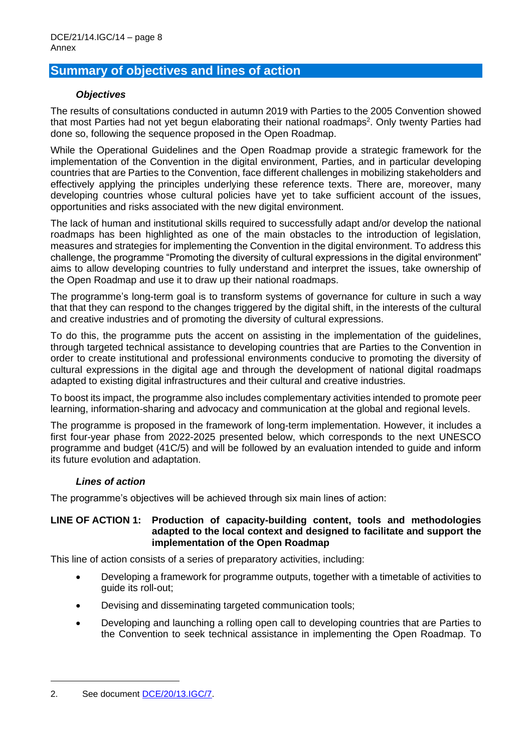## Summary of objectives and lines of action

### *Objectives*

The results of consultations conducted in autumn 2019 with Parties to the 2005 Convention showed that most Parties had not yet begun elaborating their national roadmaps[2]. Only twenty Parties had done so, following the sequence proposed in the Open Roadmap.

While the Operational Guidelines and the Open Roadmap provide a strategic framework for the implementation of the Convention in the digital environment, Parties, and in particular developing countries that are Parties to the Convention, face different challenges in mobilizing stakeholders and effectively applying the principles underlying these reference texts. There are, moreover, many developing countries whose cultural policies have yet to take sufficient account of the issues, opportunities and risks associated with the new digital environment.

The lack of human and institutional skills required to successfully adapt and/or develop the national roadmaps has been highlighted as one of the main obstacles to the introduction of legislation, measures and strategies for implementing the Convention in the digital environment. To address this challenge, the programme "Promoting the diversity of cultural expressions in the digital environment" aims to allow developing countries to fully understand and interpret the issues, take ownership of the Open Roadmap and use it to draw up their national roadmaps.

The programme's long-term goal is to transform systems of governance for culture in such a way that that they can respond to the changes triggered by the digital shift, in the interests of the cultural and creative industries and of promoting the diversity of cultural expressions.

To do this, the programme puts the accent on assisting in the implementation of the guidelines, through targeted technical assistance to developing countries that are Parties to the Convention in order to create institutional and professional environments conducive to promoting the diversity of cultural expressions in the digital age and through the development of national digital roadmaps adapted to existing digital infrastructures and their cultural and creative industries.

To boost its impact, the programme also includes complementary activities intended to promote peer learning, information-sharing and advocacy and communication at the global and regional levels.

The programme is proposed in the framework of long-term implementation. However, it includes a first four-year phase from 2022-2025 presented below, which corresponds to the next UNESCO programme and budget (41C/5) and will be followed by an evaluation intended to guide and inform its future evolution and adaptation.

### *Lines of action*

The programme's objectives will be achieved through six main lines of action:

**LINE OF ACTION 1: Production of capacity-building content, tools and methodologies adapted to the local context and designed to facilitate and support the implementation of the Open Roadmap**

This line of action consists of a series of preparatory activities, including:

- Developing a framework for programme outputs, together with a timetable of activities to guide its roll-out;
- Devising and disseminating targeted communication tools;
- Developing and launching a rolling open call to developing countries that are Parties to the Convention to seek technical assistance in implementing the Open Roadmap. To

2. See document DCE/20/13.IGC/7.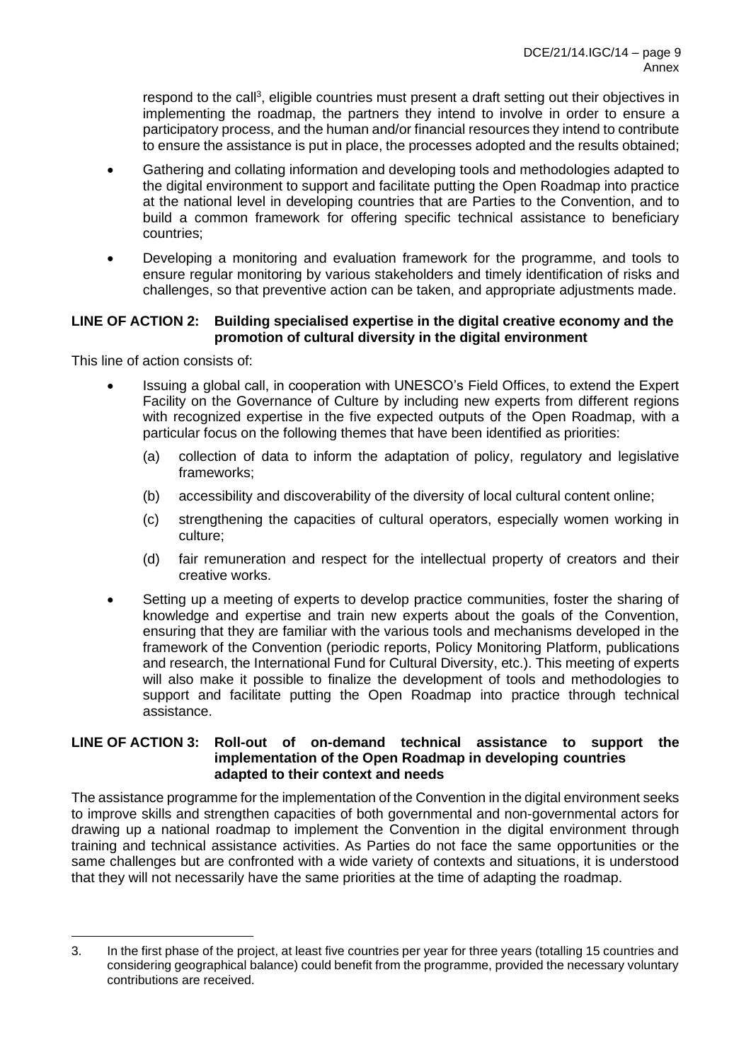respond to the call[3], eligible countries must present a draft setting out their objectives in implementing the roadmap, the partners they intend to involve in order to ensure a participatory process, and the human and/or financial resources they intend to contribute to ensure the assistance is put in place, the processes adopted and the results obtained;

- Gathering and collating information and developing tools and methodologies adapted to the digital environment to support and facilitate putting the Open Roadmap into practice at the national level in developing countries that are Parties to the Convention, and to build a common framework for offering specific technical assistance to beneficiary countries;
- Developing a monitoring and evaluation framework for the programme, and tools to ensure regular monitoring by various stakeholders and timely identification of risks and challenges, so that preventive action can be taken, and appropriate adjustments made.

**LINE OF ACTION 2: Building specialised expertise in the digital creative economy and the promotion of cultural diversity in the digital environment**

This line of action consists of:

- Issuing a global call, in cooperation with UNESCO's Field Offices, to extend the Expert Facility on the Governance of Culture by including new experts from different regions with recognized expertise in the five expected outputs of the Open Roadmap, with a particular focus on the following themes that have been identified as priorities:
  - (a) collection of data to inform the adaptation of policy, regulatory and legislative frameworks;
  - (b) accessibility and discoverability of the diversity of local cultural content online;
  - (c) strengthening the capacities of cultural operators, especially women working in culture;
  - (d) fair remuneration and respect for the intellectual property of creators and their creative works.
- Setting up a meeting of experts to develop practice communities, foster the sharing of knowledge and expertise and train new experts about the goals of the Convention, ensuring that they are familiar with the various tools and mechanisms developed in the framework of the Convention (periodic reports, Policy Monitoring Platform, publications and research, the International Fund for Cultural Diversity, etc.). This meeting of experts will also make it possible to finalize the development of tools and methodologies to support and facilitate putting the Open Roadmap into practice through technical assistance.

**LINE OF ACTION 3: Roll-out of on-demand technical assistance to support the implementation of the Open Roadmap in developing countries adapted to their context and needs**

The assistance programme for the implementation of the Convention in the digital environment seeks to improve skills and strengthen capacities of both governmental and non-governmental actors for drawing up a national roadmap to implement the Convention in the digital environment through training and technical assistance activities. As Parties do not face the same opportunities or the same challenges but are confronted with a wide variety of contexts and situations, it is understood that they will not necessarily have the same priorities at the time of adapting the roadmap.

---

3. In the first phase of the project, at least five countries per year for three years (totalling 15 countries and considering geographical balance) could benefit from the programme, provided the necessary voluntary contributions are received.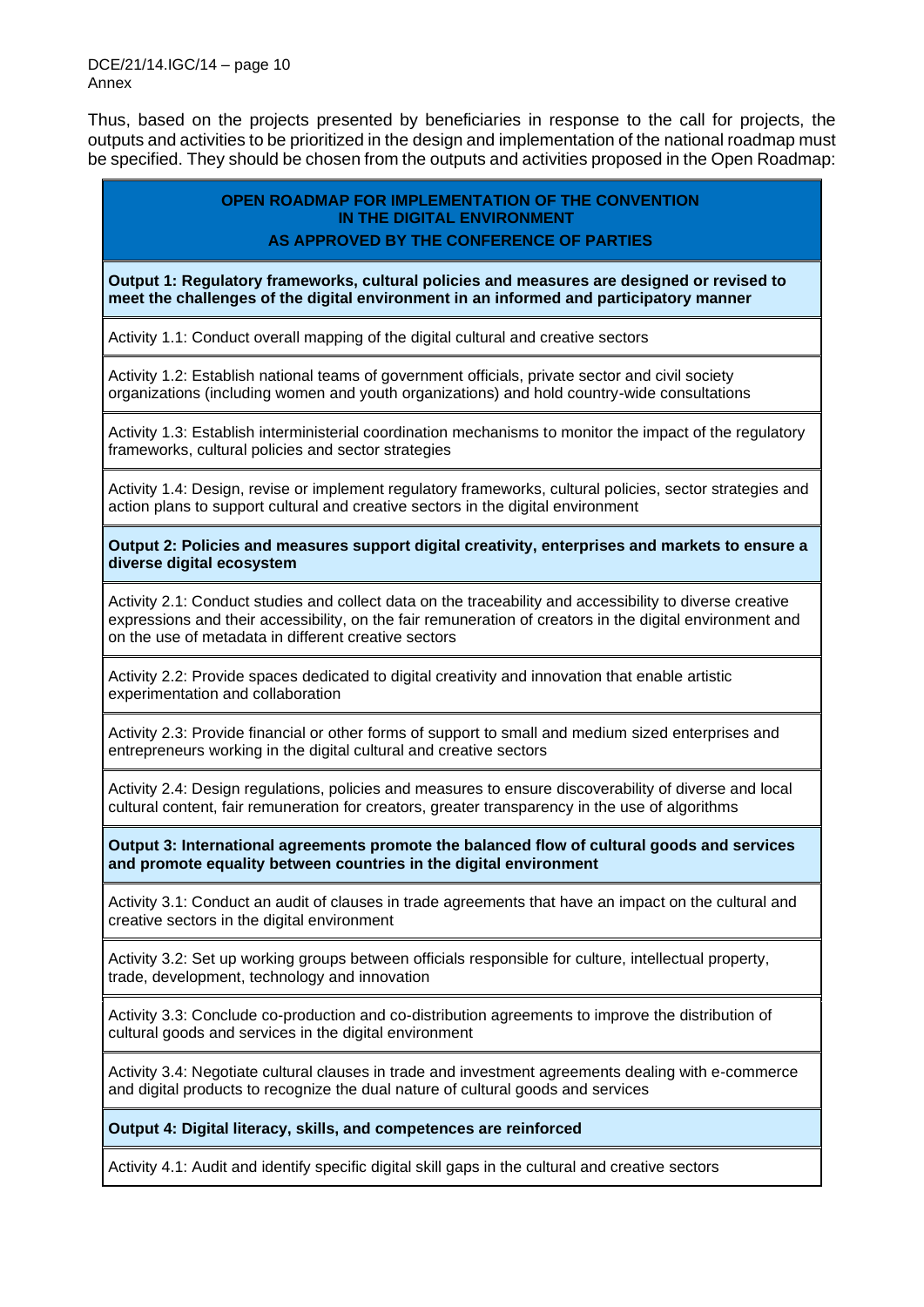Thus, based on the projects presented by beneficiaries in response to the call for projects, the outputs and activities to be prioritized in the design and implementation of the national roadmap must be specified. They should be chosen from the outputs and activities proposed in the Open Roadmap:

| **OPEN ROADMAP FOR IMPLEMENTATION OF THE CONVENTION IN THE DIGITAL ENVIRONMENT AS APPROVED BY THE CONFERENCE OF PARTIES** |
|---|
| **Output 1: Regulatory frameworks, cultural policies and measures are designed or revised to meet the challenges of the digital environment in an informed and participatory manner** |
| Activity 1.1: Conduct overall mapping of the digital cultural and creative sectors |
| Activity 1.2: Establish national teams of government officials, private sector and civil society organizations (including women and youth organizations) and hold country-wide consultations |
| Activity 1.3: Establish interministerial coordination mechanisms to monitor the impact of the regulatory frameworks, cultural policies and sector strategies |
| Activity 1.4: Design, revise or implement regulatory frameworks, cultural policies, sector strategies and action plans to support cultural and creative sectors in the digital environment |
| **Output 2: Policies and measures support digital creativity, enterprises and markets to ensure a diverse digital ecosystem** |
| Activity 2.1: Conduct studies and collect data on the traceability and accessibility to diverse creative expressions and their accessibility, on the fair remuneration of creators in the digital environment and on the use of metadata in different creative sectors |
| Activity 2.2: Provide spaces dedicated to digital creativity and innovation that enable artistic experimentation and collaboration |
| Activity 2.3: Provide financial or other forms of support to small and medium sized enterprises and entrepreneurs working in the digital cultural and creative sectors |
| Activity 2.4: Design regulations, policies and measures to ensure discoverability of diverse and local cultural content, fair remuneration for creators, greater transparency in the use of algorithms |
| **Output 3: International agreements promote the balanced flow of cultural goods and services and promote equality between countries in the digital environment** |
| Activity 3.1: Conduct an audit of clauses in trade agreements that have an impact on the cultural and creative sectors in the digital environment |
| Activity 3.2: Set up working groups between officials responsible for culture, intellectual property, trade, development, technology and innovation |
| Activity 3.3: Conclude co-production and co-distribution agreements to improve the distribution of cultural goods and services in the digital environment |
| Activity 3.4: Negotiate cultural clauses in trade and investment agreements dealing with e-commerce and digital products to recognize the dual nature of cultural goods and services |
| **Output 4: Digital literacy, skills, and competences are reinforced** |
| Activity 4.1: Audit and identify specific digital skill gaps in the cultural and creative sectors |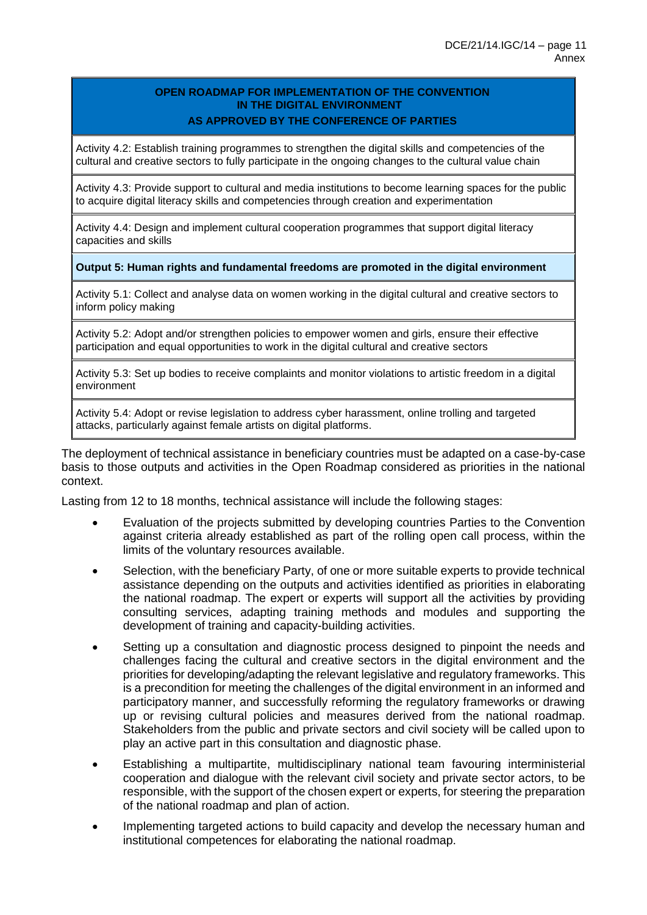| OPEN ROADMAP FOR IMPLEMENTATION OF THE CONVENTION IN THE DIGITAL ENVIRONMENT AS APPROVED BY THE CONFERENCE OF PARTIES |
| --- |
| Activity 4.2: Establish training programmes to strengthen the digital skills and competencies of the cultural and creative sectors to fully participate in the ongoing changes to the cultural value chain |
| Activity 4.3: Provide support to cultural and media institutions to become learning spaces for the public to acquire digital literacy skills and competencies through creation and experimentation |
| Activity 4.4: Design and implement cultural cooperation programmes that support digital literacy capacities and skills |
| **Output 5: Human rights and fundamental freedoms are promoted in the digital environment** |
| Activity 5.1: Collect and analyse data on women working in the digital cultural and creative sectors to inform policy making |
| Activity 5.2: Adopt and/or strengthen policies to empower women and girls, ensure their effective participation and equal opportunities to work in the digital cultural and creative sectors |
| Activity 5.3: Set up bodies to receive complaints and monitor violations to artistic freedom in a digital environment |
| Activity 5.4: Adopt or revise legislation to address cyber harassment, online trolling and targeted attacks, particularly against female artists on digital platforms. |

The deployment of technical assistance in beneficiary countries must be adapted on a case-by-case basis to those outputs and activities in the Open Roadmap considered as priorities in the national context.

Lasting from 12 to 18 months, technical assistance will include the following stages:

- Evaluation of the projects submitted by developing countries Parties to the Convention against criteria already established as part of the rolling open call process, within the limits of the voluntary resources available.
- Selection, with the beneficiary Party, of one or more suitable experts to provide technical assistance depending on the outputs and activities identified as priorities in elaborating the national roadmap. The expert or experts will support all the activities by providing consulting services, adapting training methods and modules and supporting the development of training and capacity-building activities.
- Setting up a consultation and diagnostic process designed to pinpoint the needs and challenges facing the cultural and creative sectors in the digital environment and the priorities for developing/adapting the relevant legislative and regulatory frameworks. This is a precondition for meeting the challenges of the digital environment in an informed and participatory manner, and successfully reforming the regulatory frameworks or drawing up or revising cultural policies and measures derived from the national roadmap. Stakeholders from the public and private sectors and civil society will be called upon to play an active part in this consultation and diagnostic phase.
- Establishing a multipartite, multidisciplinary national team favouring interministerial cooperation and dialogue with the relevant civil society and private sector actors, to be responsible, with the support of the chosen expert or experts, for steering the preparation of the national roadmap and plan of action.
- Implementing targeted actions to build capacity and develop the necessary human and institutional competences for elaborating the national roadmap.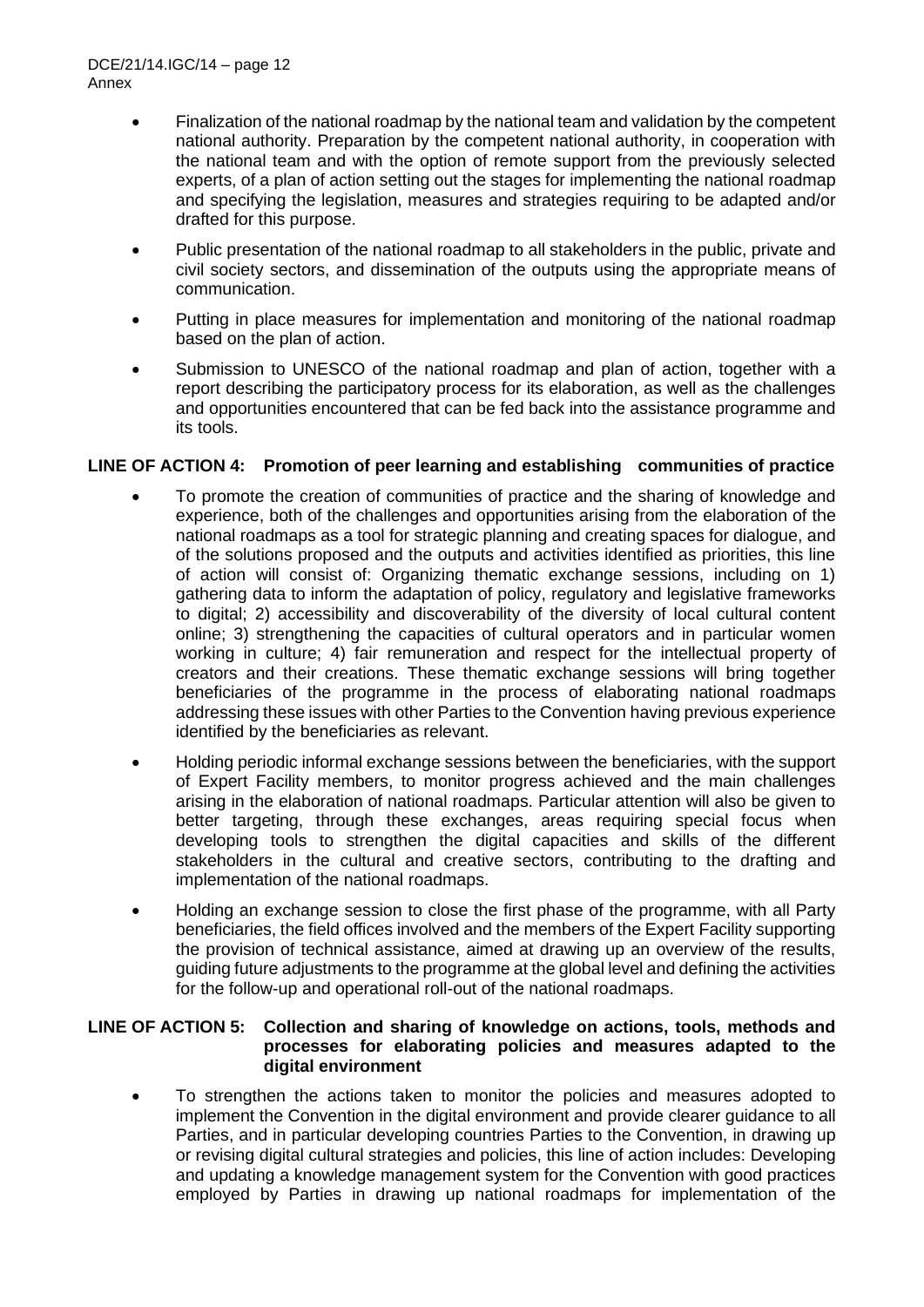- Finalization of the national roadmap by the national team and validation by the competent national authority. Preparation by the competent national authority, in cooperation with the national team and with the option of remote support from the previously selected experts, of a plan of action setting out the stages for implementing the national roadmap and specifying the legislation, measures and strategies requiring to be adapted and/or drafted for this purpose.
- Public presentation of the national roadmap to all stakeholders in the public, private and civil society sectors, and dissemination of the outputs using the appropriate means of communication.
- Putting in place measures for implementation and monitoring of the national roadmap based on the plan of action.
- Submission to UNESCO of the national roadmap and plan of action, together with a report describing the participatory process for its elaboration, as well as the challenges and opportunities encountered that can be fed back into the assistance programme and its tools.

**LINE OF ACTION 4: Promotion of peer learning and establishing communities of practice**

- To promote the creation of communities of practice and the sharing of knowledge and experience, both of the challenges and opportunities arising from the elaboration of the national roadmaps as a tool for strategic planning and creating spaces for dialogue, and of the solutions proposed and the outputs and activities identified as priorities, this line of action will consist of: Organizing thematic exchange sessions, including on 1) gathering data to inform the adaptation of policy, regulatory and legislative frameworks to digital; 2) accessibility and discoverability of the diversity of local cultural content online; 3) strengthening the capacities of cultural operators and in particular women working in culture; 4) fair remuneration and respect for the intellectual property of creators and their creations. These thematic exchange sessions will bring together beneficiaries of the programme in the process of elaborating national roadmaps addressing these issues with other Parties to the Convention having previous experience identified by the beneficiaries as relevant.
- Holding periodic informal exchange sessions between the beneficiaries, with the support of Expert Facility members, to monitor progress achieved and the main challenges arising in the elaboration of national roadmaps. Particular attention will also be given to better targeting, through these exchanges, areas requiring special focus when developing tools to strengthen the digital capacities and skills of the different stakeholders in the cultural and creative sectors, contributing to the drafting and implementation of the national roadmaps.
- Holding an exchange session to close the first phase of the programme, with all Party beneficiaries, the field offices involved and the members of the Expert Facility supporting the provision of technical assistance, aimed at drawing up an overview of the results, guiding future adjustments to the programme at the global level and defining the activities for the follow-up and operational roll-out of the national roadmaps.

**LINE OF ACTION 5: Collection and sharing of knowledge on actions, tools, methods and processes for elaborating policies and measures adapted to the digital environment**

- To strengthen the actions taken to monitor the policies and measures adopted to implement the Convention in the digital environment and provide clearer guidance to all Parties, and in particular developing countries Parties to the Convention, in drawing up or revising digital cultural strategies and policies, this line of action includes: Developing and updating a knowledge management system for the Convention with good practices employed by Parties in drawing up national roadmaps for implementation of the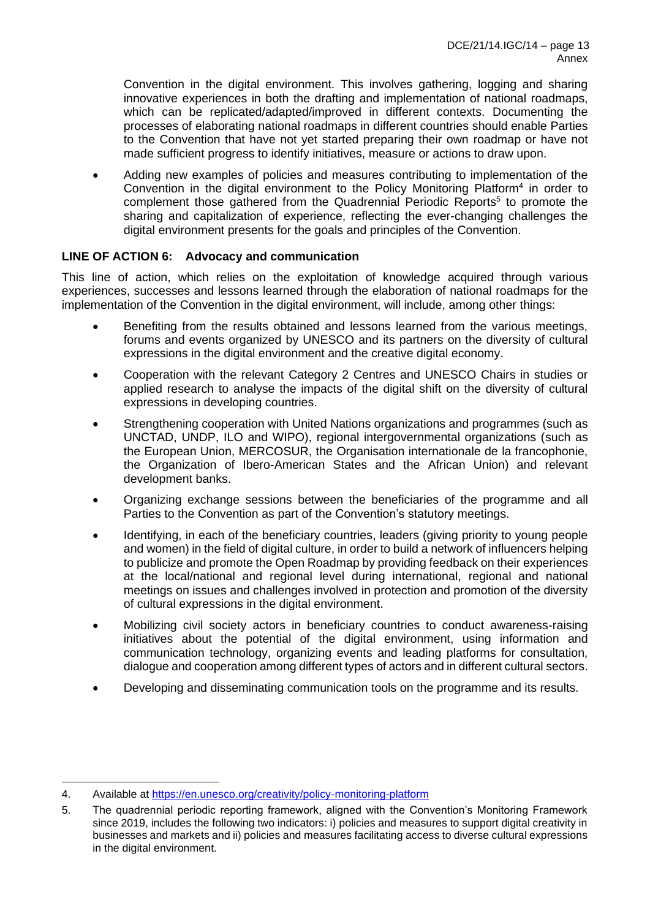Convention in the digital environment. This involves gathering, logging and sharing innovative experiences in both the drafting and implementation of national roadmaps, which can be replicated/adapted/improved in different contexts. Documenting the processes of elaborating national roadmaps in different countries should enable Parties to the Convention that have not yet started preparing their own roadmap or have not made sufficient progress to identify initiatives, measure or actions to draw upon.

- Adding new examples of policies and measures contributing to implementation of the Convention in the digital environment to the Policy Monitoring Platform[4] in order to complement those gathered from the Quadrennial Periodic Reports[5] to promote the sharing and capitalization of experience, reflecting the ever-changing challenges the digital environment presents for the goals and principles of the Convention.

**LINE OF ACTION 6: Advocacy and communication**

This line of action, which relies on the exploitation of knowledge acquired through various experiences, successes and lessons learned through the elaboration of national roadmaps for the implementation of the Convention in the digital environment, will include, among other things:

- Benefiting from the results obtained and lessons learned from the various meetings, forums and events organized by UNESCO and its partners on the diversity of cultural expressions in the digital environment and the creative digital economy.
- Cooperation with the relevant Category 2 Centres and UNESCO Chairs in studies or applied research to analyse the impacts of the digital shift on the diversity of cultural expressions in developing countries.
- Strengthening cooperation with United Nations organizations and programmes (such as UNCTAD, UNDP, ILO and WIPO), regional intergovernmental organizations (such as the European Union, MERCOSUR, the Organisation internationale de la francophonie, the Organization of Ibero-American States and the African Union) and relevant development banks.
- Organizing exchange sessions between the beneficiaries of the programme and all Parties to the Convention as part of the Convention's statutory meetings.
- Identifying, in each of the beneficiary countries, leaders (giving priority to young people and women) in the field of digital culture, in order to build a network of influencers helping to publicize and promote the Open Roadmap by providing feedback on their experiences at the local/national and regional level during international, regional and national meetings on issues and challenges involved in protection and promotion of the diversity of cultural expressions in the digital environment.
- Mobilizing civil society actors in beneficiary countries to conduct awareness-raising initiatives about the potential of the digital environment, using information and communication technology, organizing events and leading platforms for consultation, dialogue and cooperation among different types of actors and in different cultural sectors.
- Developing and disseminating communication tools on the programme and its results.

---

4. Available at https://en.unesco.org/creativity/policy-monitoring-platform

5. The quadrennial periodic reporting framework, aligned with the Convention's Monitoring Framework since 2019, includes the following two indicators: i) policies and measures to support digital creativity in businesses and markets and ii) policies and measures facilitating access to diverse cultural expressions in the digital environment.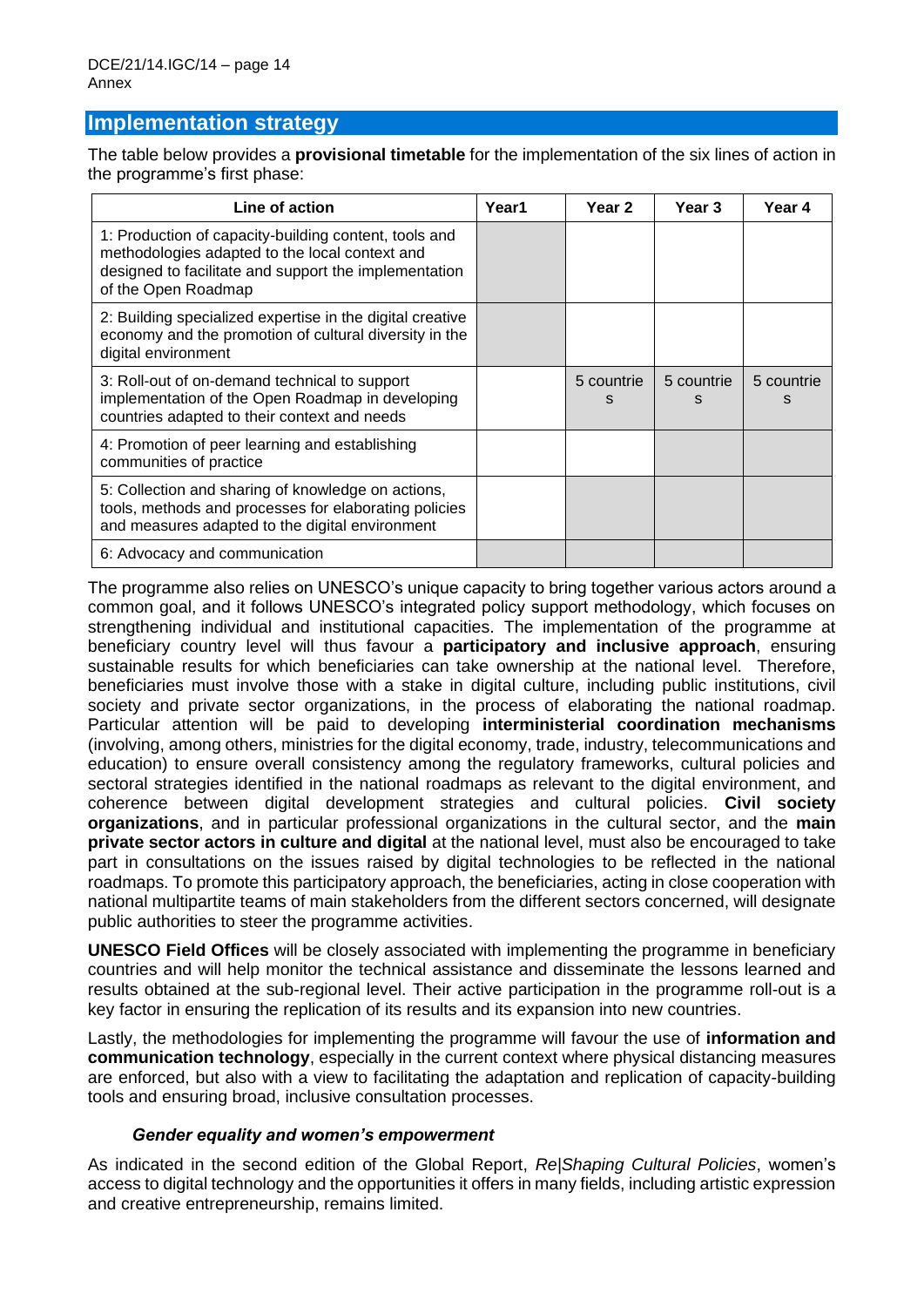## Implementation strategy

The table below provides a **provisional timetable** for the implementation of the six lines of action in the programme's first phase:

| Line of action | Year1 | Year 2 | Year 3 | Year 4 |
|---|---|---|---|---|
| 1: Production of capacity-building content, tools and methodologies adapted to the local context and designed to facilitate and support the implementation of the Open Roadmap | | | | |
| 2: Building specialized expertise in the digital creative economy and the promotion of cultural diversity in the digital environment | | | | |
| 3: Roll-out of on-demand technical to support implementation of the Open Roadmap in developing countries adapted to their context and needs | | 5 countries | 5 countries | 5 countries |
| 4: Promotion of peer learning and establishing communities of practice | | | | |
| 5: Collection and sharing of knowledge on actions, tools, methods and processes for elaborating policies and measures adapted to the digital environment | | | | |
| 6: Advocacy and communication | | | | |

The programme also relies on UNESCO's unique capacity to bring together various actors around a common goal, and it follows UNESCO's integrated policy support methodology, which focuses on strengthening individual and institutional capacities. The implementation of the programme at beneficiary country level will thus favour a **participatory and inclusive approach**, ensuring sustainable results for which beneficiaries can take ownership at the national level. Therefore, beneficiaries must involve those with a stake in digital culture, including public institutions, civil society and private sector organizations, in the process of elaborating the national roadmap. Particular attention will be paid to developing **interministerial coordination mechanisms** (involving, among others, ministries for the digital economy, trade, industry, telecommunications and education) to ensure overall consistency among the regulatory frameworks, cultural policies and sectoral strategies identified in the national roadmaps as relevant to the digital environment, and coherence between digital development strategies and cultural policies. **Civil society organizations**, and in particular professional organizations in the cultural sector, and the **main private sector actors in culture and digital** at the national level, must also be encouraged to take part in consultations on the issues raised by digital technologies to be reflected in the national roadmaps. To promote this participatory approach, the beneficiaries, acting in close cooperation with national multipartite teams of main stakeholders from the different sectors concerned, will designate public authorities to steer the programme activities.

**UNESCO Field Offices** will be closely associated with implementing the programme in beneficiary countries and will help monitor the technical assistance and disseminate the lessons learned and results obtained at the sub-regional level. Their active participation in the programme roll-out is a key factor in ensuring the replication of its results and its expansion into new countries.

Lastly, the methodologies for implementing the programme will favour the use of **information and communication technology**, especially in the current context where physical distancing measures are enforced, but also with a view to facilitating the adaptation and replication of capacity-building tools and ensuring broad, inclusive consultation processes.

### *Gender equality and women's empowerment*

As indicated in the second edition of the Global Report, *Re|Shaping Cultural Policies*, women's access to digital technology and the opportunities it offers in many fields, including artistic expression and creative entrepreneurship, remains limited.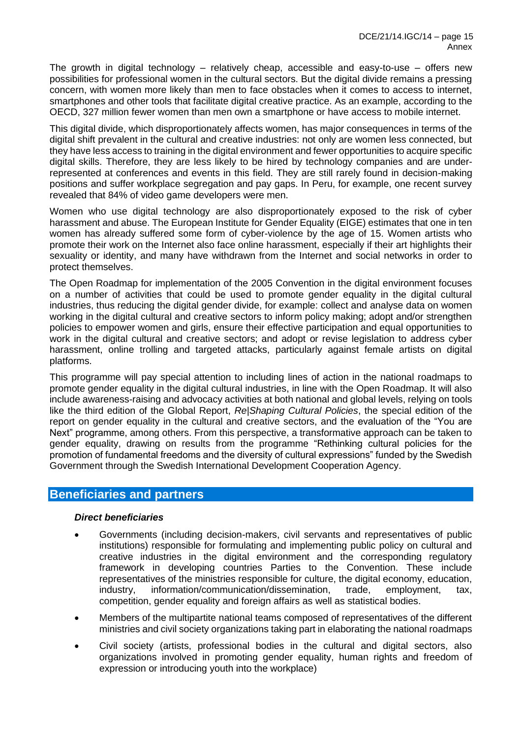The growth in digital technology – relatively cheap, accessible and easy-to-use – offers new possibilities for professional women in the cultural sectors. But the digital divide remains a pressing concern, with women more likely than men to face obstacles when it comes to access to internet, smartphones and other tools that facilitate digital creative practice. As an example, according to the OECD, 327 million fewer women than men own a smartphone or have access to mobile internet.

This digital divide, which disproportionately affects women, has major consequences in terms of the digital shift prevalent in the cultural and creative industries: not only are women less connected, but they have less access to training in the digital environment and fewer opportunities to acquire specific digital skills. Therefore, they are less likely to be hired by technology companies and are under-represented at conferences and events in this field. They are still rarely found in decision-making positions and suffer workplace segregation and pay gaps. In Peru, for example, one recent survey revealed that 84% of video game developers were men.

Women who use digital technology are also disproportionately exposed to the risk of cyber harassment and abuse. The European Institute for Gender Equality (EIGE) estimates that one in ten women has already suffered some form of cyber-violence by the age of 15. Women artists who promote their work on the Internet also face online harassment, especially if their art highlights their sexuality or identity, and many have withdrawn from the Internet and social networks in order to protect themselves.

The Open Roadmap for implementation of the 2005 Convention in the digital environment focuses on a number of activities that could be used to promote gender equality in the digital cultural industries, thus reducing the digital gender divide, for example: collect and analyse data on women working in the digital cultural and creative sectors to inform policy making; adopt and/or strengthen policies to empower women and girls, ensure their effective participation and equal opportunities to work in the digital cultural and creative sectors; and adopt or revise legislation to address cyber harassment, online trolling and targeted attacks, particularly against female artists on digital platforms.

This programme will pay special attention to including lines of action in the national roadmaps to promote gender equality in the digital cultural industries, in line with the Open Roadmap. It will also include awareness-raising and advocacy activities at both national and global levels, relying on tools like the third edition of the Global Report, *Re|Shaping Cultural Policies*, the special edition of the report on gender equality in the cultural and creative sectors, and the evaluation of the "You are Next" programme, among others. From this perspective, a transformative approach can be taken to gender equality, drawing on results from the programme "Rethinking cultural policies for the promotion of fundamental freedoms and the diversity of cultural expressions" funded by the Swedish Government through the Swedish International Development Cooperation Agency.

## Beneficiaries and partners

***Direct beneficiaries***

- Governments (including decision-makers, civil servants and representatives of public institutions) responsible for formulating and implementing public policy on cultural and creative industries in the digital environment and the corresponding regulatory framework in developing countries Parties to the Convention. These include representatives of the ministries responsible for culture, the digital economy, education, industry, information/communication/dissemination, trade, employment, tax, competition, gender equality and foreign affairs as well as statistical bodies.
- Members of the multipartite national teams composed of representatives of the different ministries and civil society organizations taking part in elaborating the national roadmaps
- Civil society (artists, professional bodies in the cultural and digital sectors, also organizations involved in promoting gender equality, human rights and freedom of expression or introducing youth into the workplace)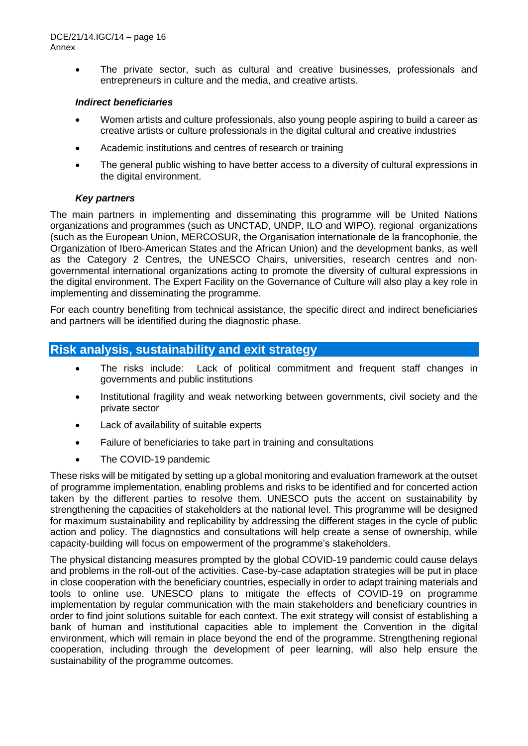- The private sector, such as cultural and creative businesses, professionals and entrepreneurs in culture and the media, and creative artists.

***Indirect beneficiaries***

- Women artists and culture professionals, also young people aspiring to build a career as creative artists or culture professionals in the digital cultural and creative industries
- Academic institutions and centres of research or training
- The general public wishing to have better access to a diversity of cultural expressions in the digital environment.

***Key partners***

The main partners in implementing and disseminating this programme will be United Nations organizations and programmes (such as UNCTAD, UNDP, ILO and WIPO), regional organizations (such as the European Union, MERCOSUR, the Organisation internationale de la francophonie, the Organization of Ibero-American States and the African Union) and the development banks, as well as the Category 2 Centres, the UNESCO Chairs, universities, research centres and non-governmental international organizations acting to promote the diversity of cultural expressions in the digital environment. The Expert Facility on the Governance of Culture will also play a key role in implementing and disseminating the programme.

For each country benefiting from technical assistance, the specific direct and indirect beneficiaries and partners will be identified during the diagnostic phase.

## Risk analysis, sustainability and exit strategy

- The risks include: Lack of political commitment and frequent staff changes in governments and public institutions
- Institutional fragility and weak networking between governments, civil society and the private sector
- Lack of availability of suitable experts
- Failure of beneficiaries to take part in training and consultations
- The COVID-19 pandemic

These risks will be mitigated by setting up a global monitoring and evaluation framework at the outset of programme implementation, enabling problems and risks to be identified and for concerted action taken by the different parties to resolve them. UNESCO puts the accent on sustainability by strengthening the capacities of stakeholders at the national level. This programme will be designed for maximum sustainability and replicability by addressing the different stages in the cycle of public action and policy. The diagnostics and consultations will help create a sense of ownership, while capacity-building will focus on empowerment of the programme's stakeholders.

The physical distancing measures prompted by the global COVID-19 pandemic could cause delays and problems in the roll-out of the activities. Case-by-case adaptation strategies will be put in place in close cooperation with the beneficiary countries, especially in order to adapt training materials and tools to online use. UNESCO plans to mitigate the effects of COVID-19 on programme implementation by regular communication with the main stakeholders and beneficiary countries in order to find joint solutions suitable for each context. The exit strategy will consist of establishing a bank of human and institutional capacities able to implement the Convention in the digital environment, which will remain in place beyond the end of the programme. Strengthening regional cooperation, including through the development of peer learning, will also help ensure the sustainability of the programme outcomes.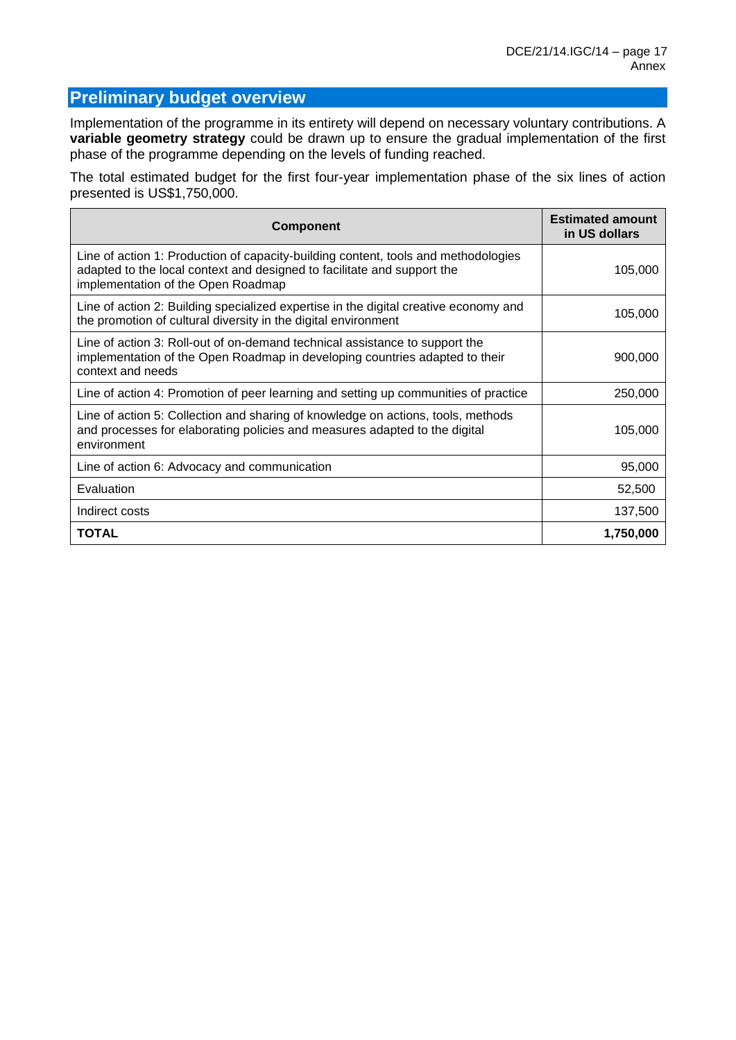## Preliminary budget overview

Implementation of the programme in its entirety will depend on necessary voluntary contributions. A **variable geometry strategy** could be drawn up to ensure the gradual implementation of the first phase of the programme depending on the levels of funding reached.

The total estimated budget for the first four-year implementation phase of the six lines of action presented is US$1,750,000.

| Component | Estimated amount in US dollars |
|---|---|
| Line of action 1: Production of capacity-building content, tools and methodologies adapted to the local context and designed to facilitate and support the implementation of the Open Roadmap | 105,000 |
| Line of action 2: Building specialized expertise in the digital creative economy and the promotion of cultural diversity in the digital environment | 105,000 |
| Line of action 3: Roll-out of on-demand technical assistance to support the implementation of the Open Roadmap in developing countries adapted to their context and needs | 900,000 |
| Line of action 4: Promotion of peer learning and setting up communities of practice | 250,000 |
| Line of action 5: Collection and sharing of knowledge on actions, tools, methods and processes for elaborating policies and measures adapted to the digital environment | 105,000 |
| Line of action 6: Advocacy and communication | 95,000 |
| Evaluation | 52,500 |
| Indirect costs | 137,500 |
| **TOTAL** | **1,750,000** |